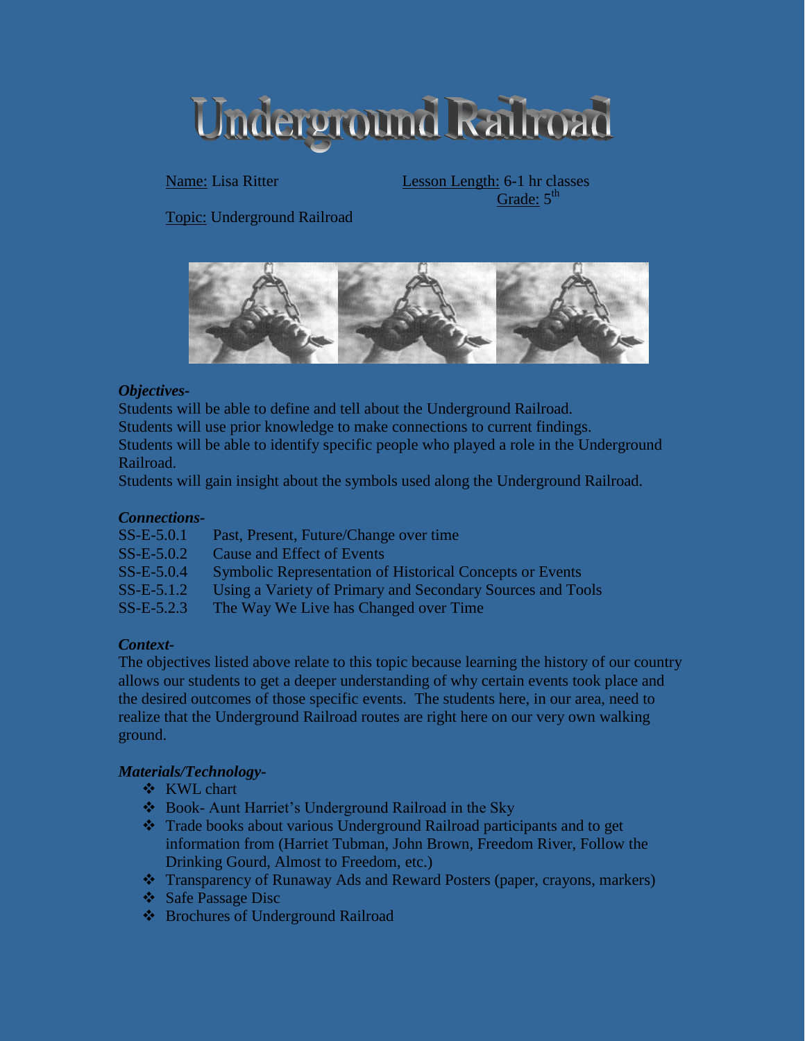# Underground Railroad

Name: Lisa Ritter

Lesson Length: 6-1 hr classes

Grade: 5th

Topic: Underground Railroad

***Objectives-***

Students will be able to define and tell about the Underground Railroad.
Students will use prior knowledge to make connections to current findings.
Students will be able to identify specific people who played a role in the Underground Railroad.
Students will gain insight about the symbols used along the Underground Railroad.

***Connections-***

| | |
|---|---|
| SS-E-5.0.1 | Past, Present, Future/Change over time |
| SS-E-5.0.2 | Cause and Effect of Events |
| SS-E-5.0.4 | Symbolic Representation of Historical Concepts or Events |
| SS-E-5.1.2 | Using a Variety of Primary and Secondary Sources and Tools |
| SS-E-5.2.3 | The Way We Live has Changed over Time |

***Context-***

The objectives listed above relate to this topic because learning the history of our country allows our students to get a deeper understanding of why certain events took place and the desired outcomes of those specific events. The students here, in our area, need to realize that the Underground Railroad routes are right here on our very own walking ground.

***Materials/Technology-***

- KWL chart
- Book- Aunt Harriet's Underground Railroad in the Sky
- Trade books about various Underground Railroad participants and to get information from (Harriet Tubman, John Brown, Freedom River, Follow the Drinking Gourd, Almost to Freedom, etc.)
- Transparency of Runaway Ads and Reward Posters (paper, crayons, markers)
- Safe Passage Disc
- Brochures of Underground Railroad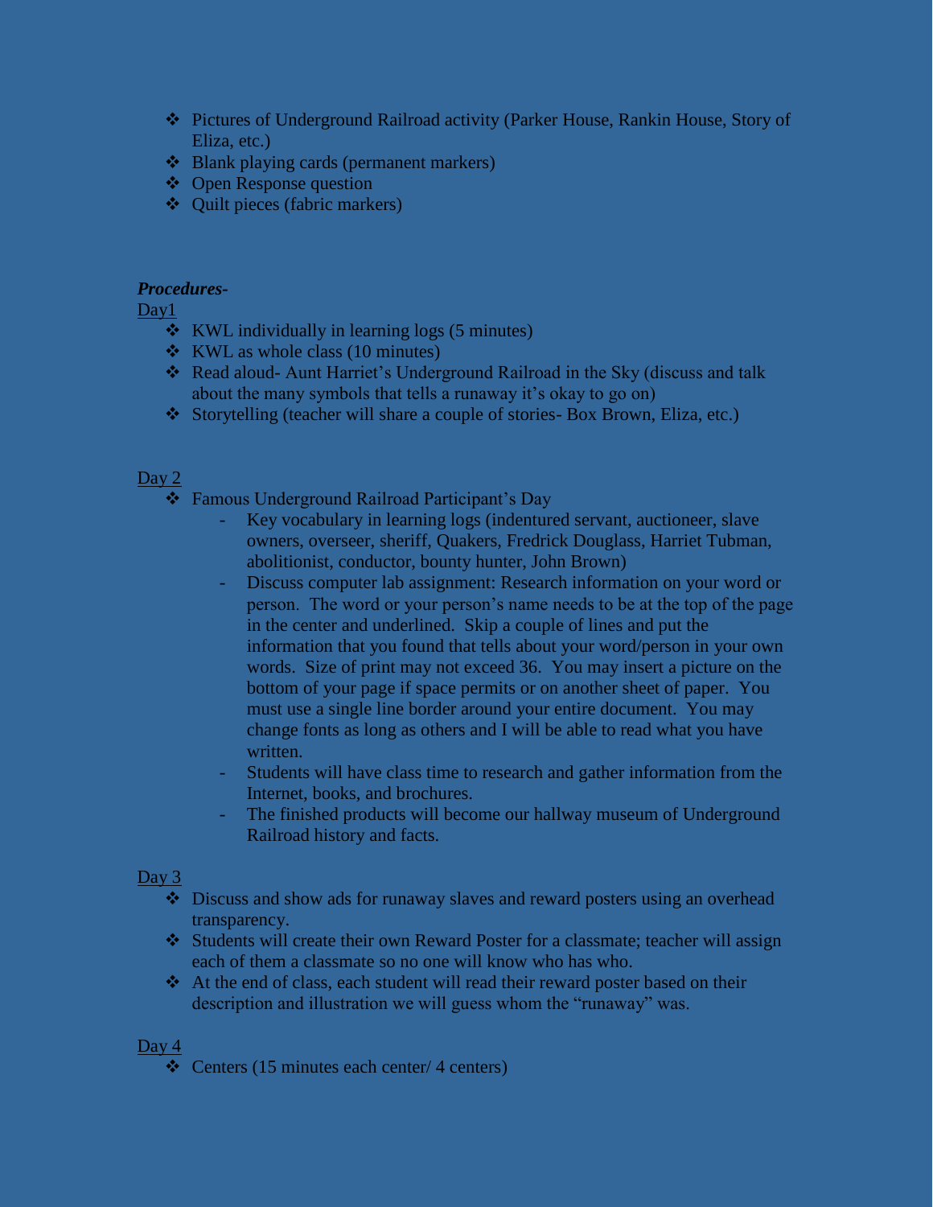- Pictures of Underground Railroad activity (Parker House, Rankin House, Story of Eliza, etc.)
- Blank playing cards (permanent markers)
- Open Response question
- Quilt pieces (fabric markers)

***Procedures-***

Day1

- KWL individually in learning logs (5 minutes)
- KWL as whole class (10 minutes)
- Read aloud- Aunt Harriet's Underground Railroad in the Sky (discuss and talk about the many symbols that tells a runaway it's okay to go on)
- Storytelling (teacher will share a couple of stories- Box Brown, Eliza, etc.)

Day 2

- Famous Underground Railroad Participant's Day
  - Key vocabulary in learning logs (indentured servant, auctioneer, slave owners, overseer, sheriff, Quakers, Fredrick Douglass, Harriet Tubman, abolitionist, conductor, bounty hunter, John Brown)
  - Discuss computer lab assignment: Research information on your word or person. The word or your person's name needs to be at the top of the page in the center and underlined. Skip a couple of lines and put the information that you found that tells about your word/person in your own words. Size of print may not exceed 36. You may insert a picture on the bottom of your page if space permits or on another sheet of paper. You must use a single line border around your entire document. You may change fonts as long as others and I will be able to read what you have written.
  - Students will have class time to research and gather information from the Internet, books, and brochures.
  - The finished products will become our hallway museum of Underground Railroad history and facts.

Day 3

- Discuss and show ads for runaway slaves and reward posters using an overhead transparency.
- Students will create their own Reward Poster for a classmate; teacher will assign each of them a classmate so no one will know who has who.
- At the end of class, each student will read their reward poster based on their description and illustration we will guess whom the "runaway" was.

Day 4

- Centers (15 minutes each center/ 4 centers)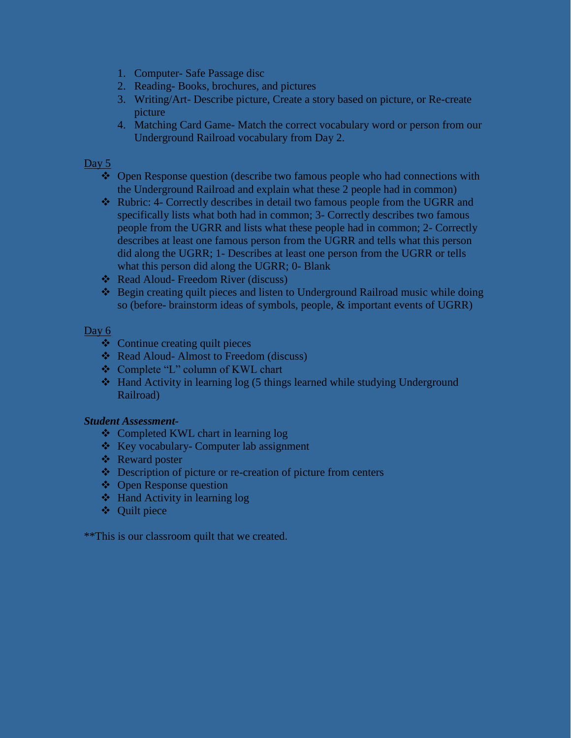1. Computer- Safe Passage disc
2. Reading- Books, brochures, and pictures
3. Writing/Art- Describe picture, Create a story based on picture, or Re-create picture
4. Matching Card Game- Match the correct vocabulary word or person from our Underground Railroad vocabulary from Day 2.

<u>Day 5</u>

- Open Response question (describe two famous people who had connections with the Underground Railroad and explain what these 2 people had in common)
- Rubric: 4- Correctly describes in detail two famous people from the UGRR and specifically lists what both had in common; 3- Correctly describes two famous people from the UGRR and lists what these people had in common; 2- Correctly describes at least one famous person from the UGRR and tells what this person did along the UGRR; 1- Describes at least one person from the UGRR or tells what this person did along the UGRR; 0- Blank
- Read Aloud- Freedom River (discuss)
- Begin creating quilt pieces and listen to Underground Railroad music while doing so (before- brainstorm ideas of symbols, people, & important events of UGRR)

<u>Day 6</u>

- Continue creating quilt pieces
- Read Aloud- Almost to Freedom (discuss)
- Complete "L" column of KWL chart
- Hand Activity in learning log (5 things learned while studying Underground Railroad)

***Student Assessment-***

- Completed KWL chart in learning log
- Key vocabulary- Computer lab assignment
- Reward poster
- Description of picture or re-creation of picture from centers
- Open Response question
- Hand Activity in learning log
- Quilt piece

**This is our classroom quilt that we created.